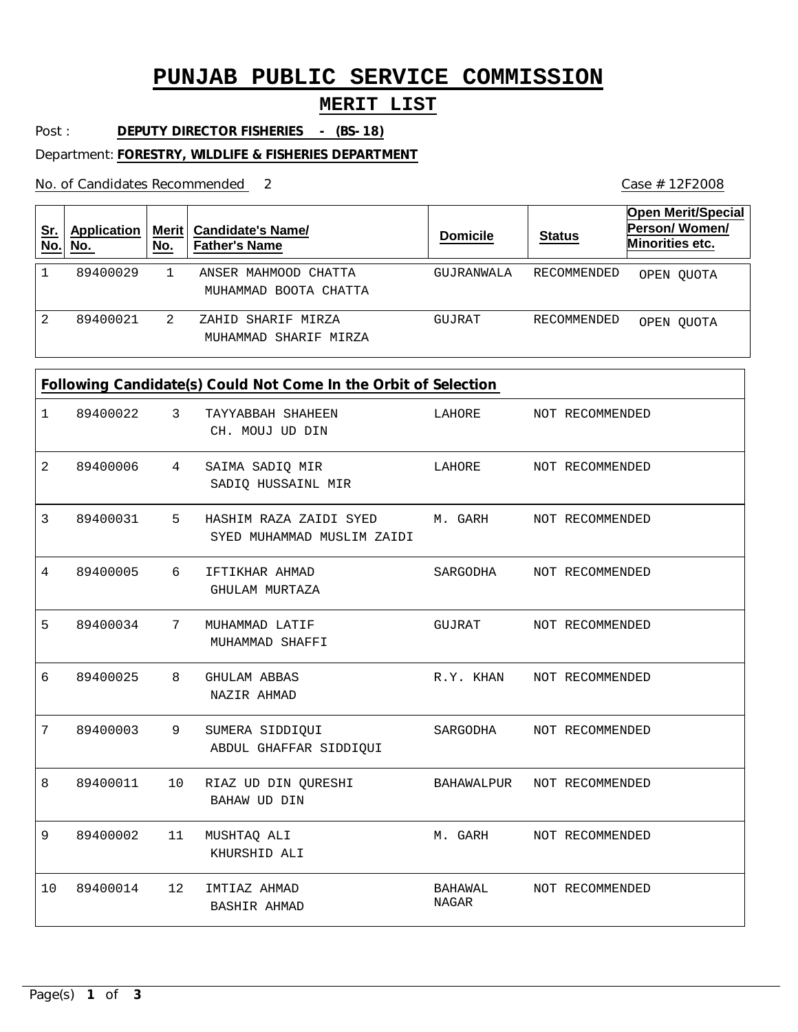# PUNJAB PUBLIC SERVICE COMMISSION

## MERIT LIST

Post : **DEPUTY DIRECTOR FISHERIES - (BS-18)**

Department: **FORESTRY, WLDLIFE & FISHERIES DEPARTMENT**

No. of Candidates Recommended 2

Case # 12F2008

| Sr. No. | Application No. | Merit No. | Candidate's Name/ Father's Name | Domicile | Status | Open Merit/Special Person/ Women/ Minorities etc. |
|---|---|---|---|---|---|---|
| 1 | 89400029 | 1 | ANSER MAHMOOD CHATTA<br>MUHAMMAD BOOTA CHATTA | GUJRANWALA | RECOMMENDED | OPEN QUOTA |
| 2 | 89400021 | 2 | ZAHID SHARIF MIRZA<br>MUHAMMAD SHARIF MIRZA | GUJRAT | RECOMMENDED | OPEN QUOTA |

**Following Candidate(s) Could Not Come In the Orbit of Selection**

| Sr. No. | Application No. | Merit No. | Candidate's Name/ Father's Name | Domicile | Status |
|---|---|---|---|---|---|
| 1 | 89400022 | 3 | TAYYABBAH SHAHEEN<br>CH. MOUJ UD DIN | LAHORE | NOT RECOMMENDED |
| 2 | 89400006 | 4 | SAIMA SADIQ MIR<br>SADIQ HUSSAINL MIR | LAHORE | NOT RECOMMENDED |
| 3 | 89400031 | 5 | HASHIM RAZA ZAIDI SYED<br>SYED MUHAMMAD MUSLIM ZAIDI | M. GARH | NOT RECOMMENDED |
| 4 | 89400005 | 6 | IFTIKHAR AHMAD<br>GHULAM MURTAZA | SARGODHA | NOT RECOMMENDED |
| 5 | 89400034 | 7 | MUHAMMAD LATIF<br>MUHAMMAD SHAFFI | GUJRAT | NOT RECOMMENDED |
| 6 | 89400025 | 8 | GHULAM ABBAS<br>NAZIR AHMAD | R.Y. KHAN | NOT RECOMMENDED |
| 7 | 89400003 | 9 | SUMERA SIDDIQUI<br>ABDUL GHAFFAR SIDDIQUI | SARGODHA | NOT RECOMMENDED |
| 8 | 89400011 | 10 | RIAZ UD DIN QURESHI<br>BAHAW UD DIN | BAHAWALPUR | NOT RECOMMENDED |
| 9 | 89400002 | 11 | MUSHTAQ ALI<br>KHURSHID ALI | M. GARH | NOT RECOMMENDED |
| 10 | 89400014 | 12 | IMTIAZ AHMAD<br>BASHIR AHMAD | BAHAWAL NAGAR | NOT RECOMMENDED |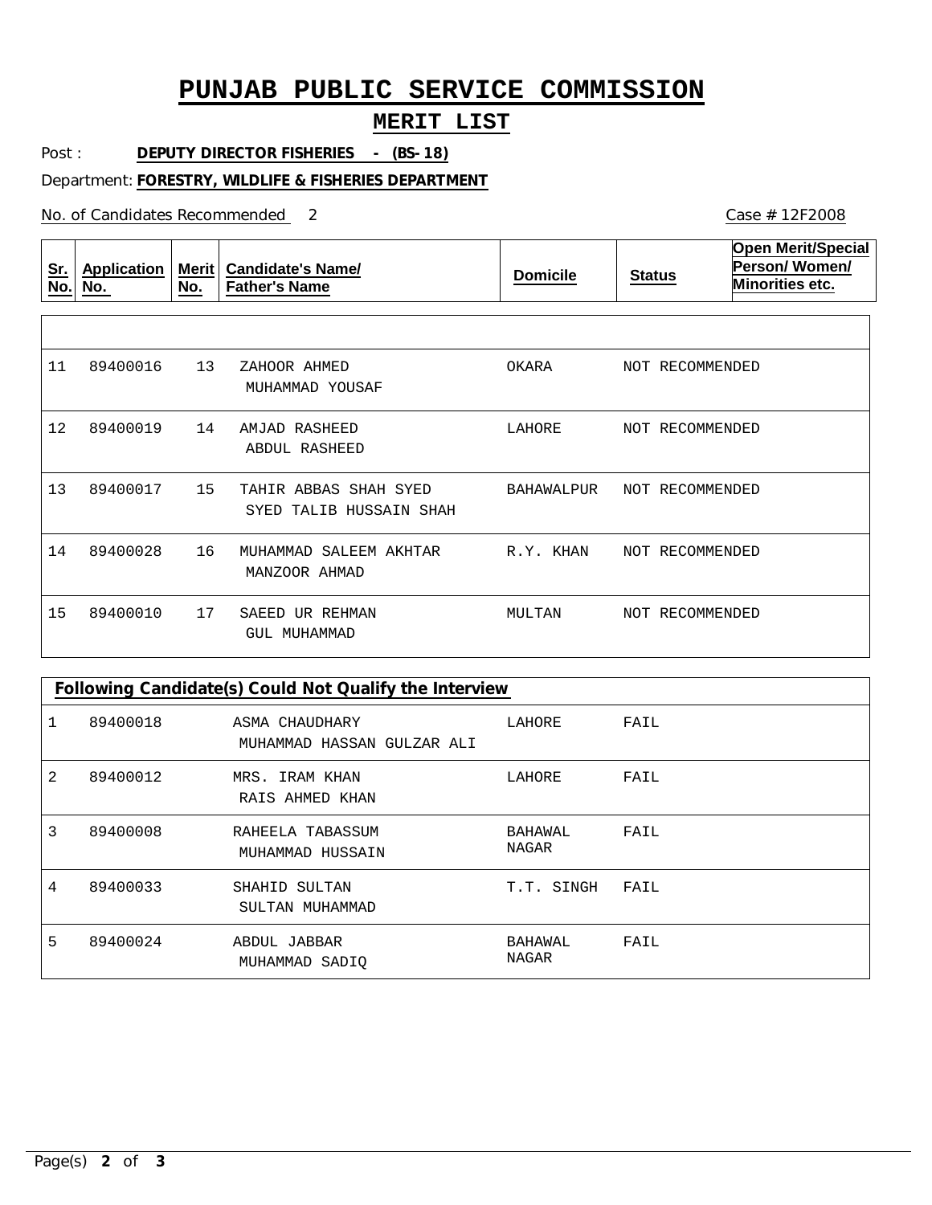# PUNJAB PUBLIC SERVICE COMMISSION

## MERIT LIST

Post : **DEPUTY DIRECTOR FISHERIES - (BS-18)**

Department: **FORESTRY, WLDLIFE & FISHERIES DEPARTMENT**

No. of Candidates Recommended 2

Case # 12F2008

| Sr. No. | Application No. | Merit No. | Candidate's Name/ Father's Name | Domicile | Status | Open Merit/Special Person/ Women/ Minorities etc. |
|---|---|---|---|---|---|---|
| 11 | 89400016 | 13 | ZAHOOR AHMED<br>MUHAMMAD YOUSAF | OKARA | NOT RECOMMENDED | |
| 12 | 89400019 | 14 | AMJAD RASHEED<br>ABDUL RASHEED | LAHORE | NOT RECOMMENDED | |
| 13 | 89400017 | 15 | TAHIR ABBAS SHAH SYED<br>SYED TALIB HUSSAIN SHAH | BAHAWALPUR | NOT RECOMMENDED | |
| 14 | 89400028 | 16 | MUHAMMAD SALEEM AKHTAR<br>MANZOOR AHMAD | R.Y. KHAN | NOT RECOMMENDED | |
| 15 | 89400010 | 17 | SAEED UR REHMAN<br>GUL MUHAMMAD | MULTAN | NOT RECOMMENDED | |

**Following Candidate(s) Could Not Qualify the Interview**

| Sr. No. | Application No. | Candidate's Name/ Father's Name | Domicile | Status |
|---|---|---|---|---|
| 1 | 89400018 | ASMA CHAUDHARY<br>MUHAMMAD HASSAN GULZAR ALI | LAHORE | FAIL |
| 2 | 89400012 | MRS. IRAM KHAN<br>RAIS AHMED KHAN | LAHORE | FAIL |
| 3 | 89400008 | RAHEELA TABASSUM<br>MUHAMMAD HUSSAIN | BAHAWAL NAGAR | FAIL |
| 4 | 89400033 | SHAHID SULTAN<br>SULTAN MUHAMMAD | T.T. SINGH | FAIL |
| 5 | 89400024 | ABDUL JABBAR<br>MUHAMMAD SADIQ | BAHAWAL NAGAR | FAIL |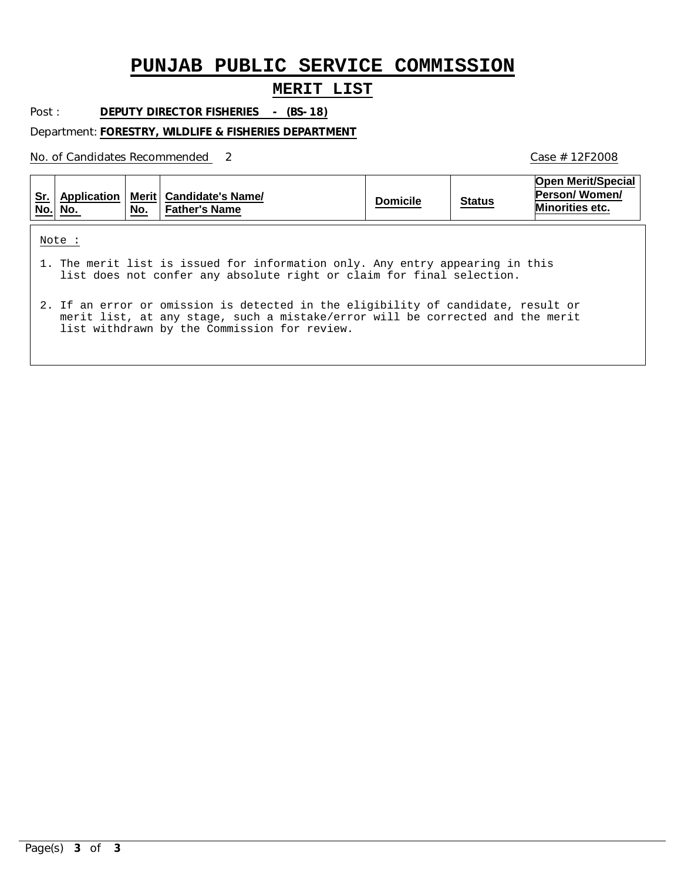# PUNJAB PUBLIC SERVICE COMMISSION

## MERIT LIST

Post : **DEPUTY DIRECTOR FISHERIES - (BS-18)**

Department: **FORESTRY, WILDLIFE & FISHERIES DEPARTMENT**

No. of Candidates Recommended 2

Case # 12F2008

| Sr. No. | Application No. | Merit No. | Candidate's Name/ Father's Name | Domicile | Status | Open Merit/Special Person/ Women/ Minorities etc. |
|---|---|---|---|---|---|---|

Note :

1. The merit list is issued for information only. Any entry appearing in this list does not confer any absolute right or claim for final selection.

2. If an error or omission is detected in the eligibility of candidate, result or merit list, at any stage, such a mistake/error will be corrected and the merit list withdrawn by the Commission for review.